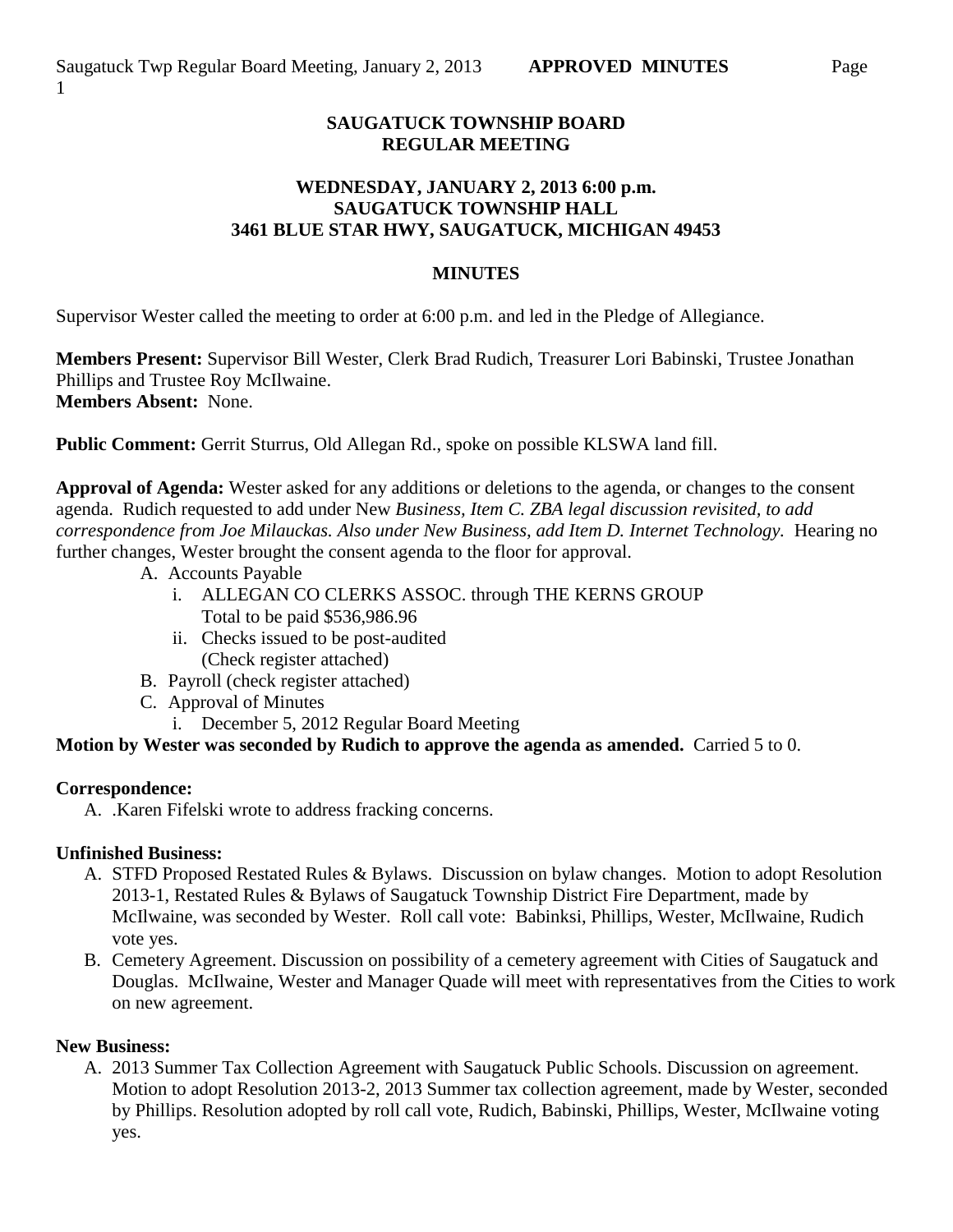**SAUGATUCK TOWNSHIP BOARD**
**REGULAR MEETING**

**WEDNESDAY, JANUARY 2, 2013 6:00 p.m.**
**SAUGATUCK TOWNSHIP HALL**
**3461 BLUE STAR HWY, SAUGATUCK, MICHIGAN 49453**

**MINUTES**

Supervisor Wester called the meeting to order at 6:00 p.m. and led in the Pledge of Allegiance.

**Members Present:** Supervisor Bill Wester, Clerk Brad Rudich, Treasurer Lori Babinski, Trustee Jonathan Phillips and Trustee Roy McIlwaine.
**Members Absent:** None.

**Public Comment:** Gerrit Sturrus, Old Allegan Rd., spoke on possible KLSWA land fill.

**Approval of Agenda:** Wester asked for any additions or deletions to the agenda, or changes to the consent agenda. Rudich requested to add under New *Business, Item C. ZBA legal discussion revisited, to add correspondence from Joe Milauckas. Also under New Business, add Item D. Internet Technology.* Hearing no further changes, Wester brought the consent agenda to the floor for approval.

A. Accounts Payable
    i. ALLEGAN CO CLERKS ASSOC. through THE KERNS GROUP
       Total to be paid $536,986.96
    ii. Checks issued to be post-audited
       (Check register attached)
B. Payroll (check register attached)
C. Approval of Minutes
    i. December 5, 2012 Regular Board Meeting

**Motion by Wester was seconded by Rudich to approve the agenda as amended.** Carried 5 to 0.

**Correspondence:**

A. .Karen Fifelski wrote to address fracking concerns.

**Unfinished Business:**

A. STFD Proposed Restated Rules & Bylaws. Discussion on bylaw changes. Motion to adopt Resolution 2013-1, Restated Rules & Bylaws of Saugatuck Township District Fire Department, made by McIlwaine, was seconded by Wester. Roll call vote: Babinksi, Phillips, Wester, McIlwaine, Rudich vote yes.
B. Cemetery Agreement. Discussion on possibility of a cemetery agreement with Cities of Saugatuck and Douglas. McIlwaine, Wester and Manager Quade will meet with representatives from the Cities to work on new agreement.

**New Business:**

A. 2013 Summer Tax Collection Agreement with Saugatuck Public Schools. Discussion on agreement. Motion to adopt Resolution 2013-2, 2013 Summer tax collection agreement, made by Wester, seconded by Phillips. Resolution adopted by roll call vote, Rudich, Babinski, Phillips, Wester, McIlwaine voting yes.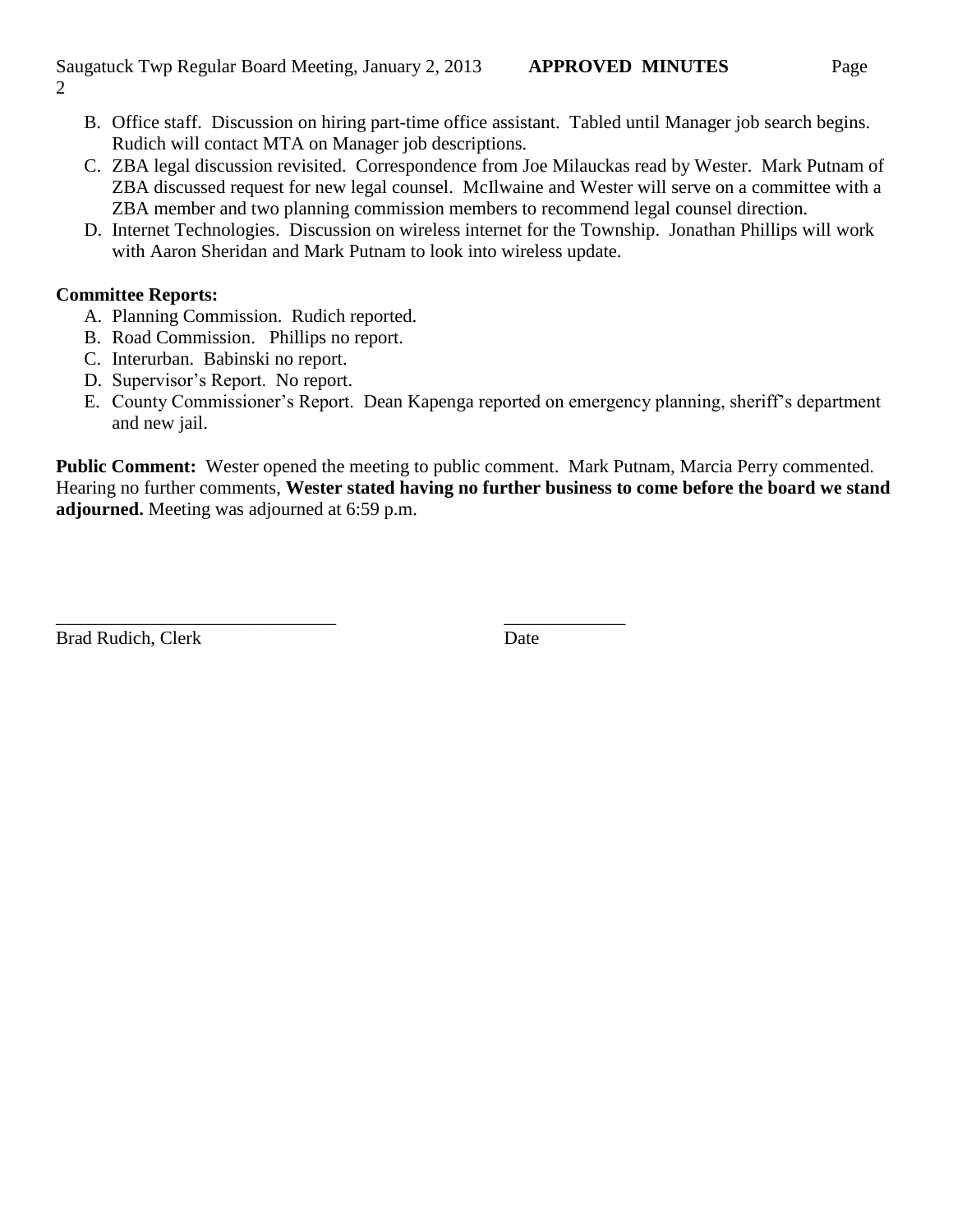B. Office staff. Discussion on hiring part-time office assistant. Tabled until Manager job search begins. Rudich will contact MTA on Manager job descriptions.
C. ZBA legal discussion revisited. Correspondence from Joe Milauckas read by Wester. Mark Putnam of ZBA discussed request for new legal counsel. McIlwaine and Wester will serve on a committee with a ZBA member and two planning commission members to recommend legal counsel direction.
D. Internet Technologies. Discussion on wireless internet for the Township. Jonathan Phillips will work with Aaron Sheridan and Mark Putnam to look into wireless update.

**Committee Reports:**

A. Planning Commission. Rudich reported.
B. Road Commission. Phillips no report.
C. Interurban. Babinski no report.
D. Supervisor's Report. No report.
E. County Commissioner's Report. Dean Kapenga reported on emergency planning, sheriff's department and new jail.

**Public Comment:** Wester opened the meeting to public comment. Mark Putnam, Marcia Perry commented. Hearing no further comments, **Wester stated having no further business to come before the board we stand adjourned.** Meeting was adjourned at 6:59 p.m.

______________________________ _____________
Brad Rudich, Clerk Date